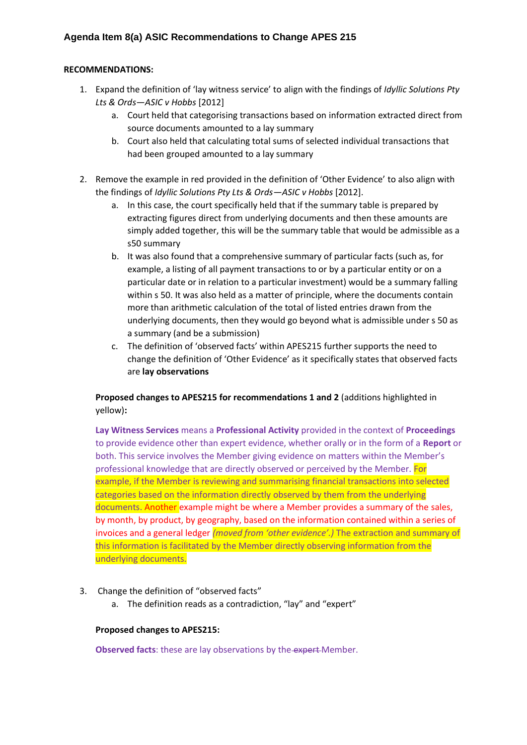### Agenda Item 8(a) ASIC Recommendations to Change APES 215

**RECOMMENDATIONS:**

1. Expand the definition of 'lay witness service' to align with the findings of *Idyllic Solutions Pty Lts & Ords—ASIC v Hobbs* [2012]
   a. Court held that categorising transactions based on information extracted direct from source documents amounted to a lay summary
   b. Court also held that calculating total sums of selected individual transactions that had been grouped amounted to a lay summary

2. Remove the example in red provided in the definition of 'Other Evidence' to also align with the findings of *Idyllic Solutions Pty Lts & Ords—ASIC v Hobbs* [2012].
   a. In this case, the court specifically held that if the summary table is prepared by extracting figures direct from underlying documents and then these amounts are simply added together, this will be the summary table that would be admissible as a s50 summary
   b. It was also found that a comprehensive summary of particular facts (such as, for example, a listing of all payment transactions to or by a particular entity or on a particular date or in relation to a particular investment) would be a summary falling within s 50. It was also held as a matter of principle, where the documents contain more than arithmetic calculation of the total of listed entries drawn from the underlying documents, then they would go beyond what is admissible under s 50 as a summary (and be a submission)
   c. The definition of 'observed facts' within APES215 further supports the need to change the definition of 'Other Evidence' as it specifically states that observed facts are **lay observations**

**Proposed changes to APES215 for recommendations 1 and 2** (additions highlighted in yellow)**:**

**Lay Witness Services** means a **Professional Activity** provided in the context of **Proceedings** to provide evidence other than expert evidence, whether orally or in the form of a **Report** or both. This service involves the Member giving evidence on matters within the Member's professional knowledge that are directly observed or perceived by the Member. For example, if the Member is reviewing and summarising financial transactions into selected categories based on the information directly observed by them from the underlying documents. Another example might be where a Member provides a summary of the sales, by month, by product, by geography, based on the information contained within a series of invoices and a general ledger *(moved from 'other evidence'.)* The extraction and summary of this information is facilitated by the Member directly observing information from the underlying documents.

3. Change the definition of "observed facts"
   a. The definition reads as a contradiction, "lay" and "expert"

**Proposed changes to APES215:**

**Observed facts**: these are lay observations by the ~~expert~~ Member.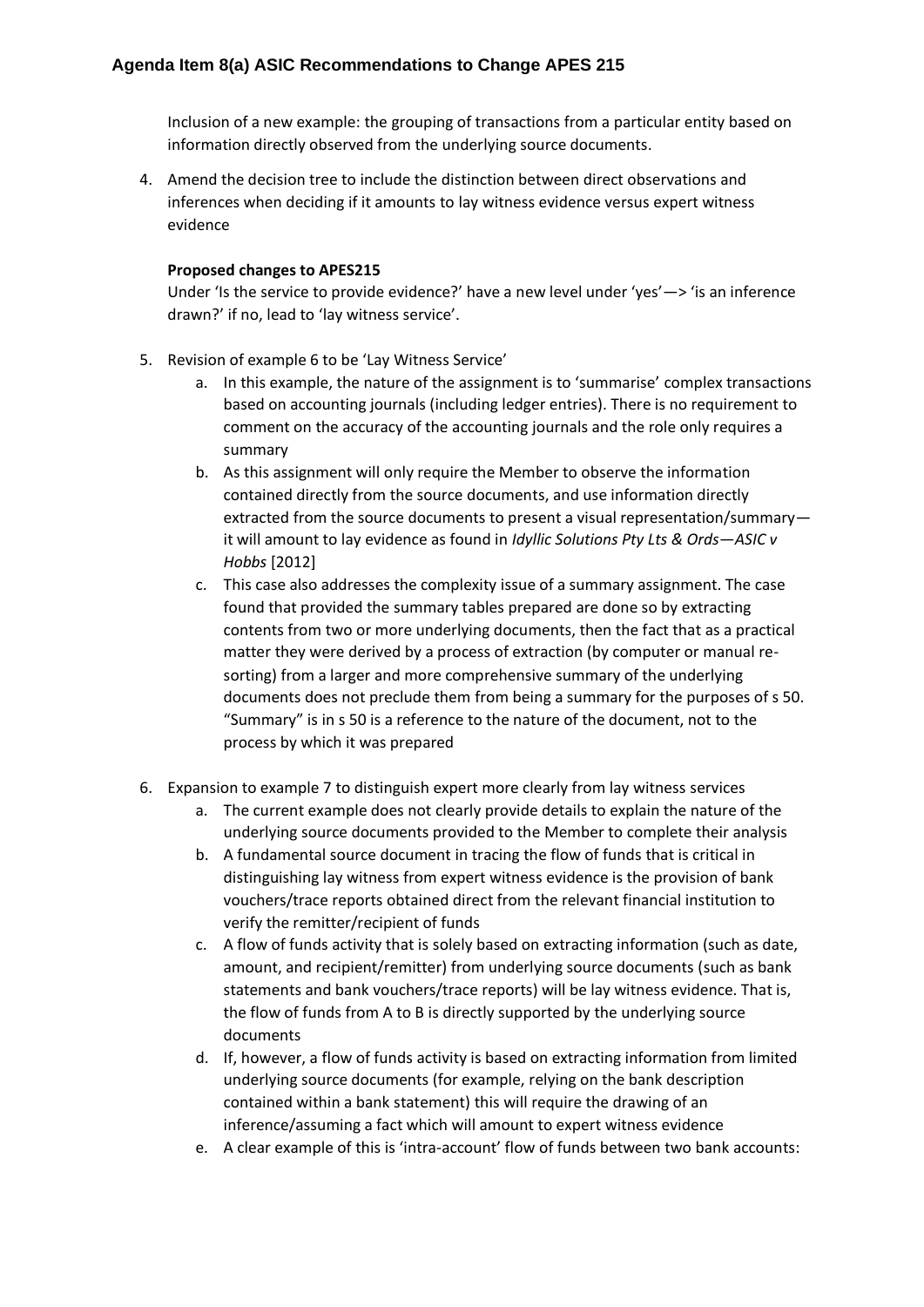Inclusion of a new example: the grouping of transactions from a particular entity based on information directly observed from the underlying source documents.

4. Amend the decision tree to include the distinction between direct observations and inferences when deciding if it amounts to lay witness evidence versus expert witness evidence

   **Proposed changes to APES215**

   Under 'Is the service to provide evidence?' have a new level under 'yes'—> 'is an inference drawn?' if no, lead to 'lay witness service'.

5. Revision of example 6 to be 'Lay Witness Service'
   a. In this example, the nature of the assignment is to 'summarise' complex transactions based on accounting journals (including ledger entries). There is no requirement to comment on the accuracy of the accounting journals and the role only requires a summary
   b. As this assignment will only require the Member to observe the information contained directly from the source documents, and use information directly extracted from the source documents to present a visual representation/summary—it will amount to lay evidence as found in *Idyllic Solutions Pty Lts & Ords—ASIC v Hobbs* [2012]
   c. This case also addresses the complexity issue of a summary assignment. The case found that provided the summary tables prepared are done so by extracting contents from two or more underlying documents, then the fact that as a practical matter they were derived by a process of extraction (by computer or manual re-sorting) from a larger and more comprehensive summary of the underlying documents does not preclude them from being a summary for the purposes of s 50. "Summary" is in s 50 is a reference to the nature of the document, not to the process by which it was prepared

6. Expansion to example 7 to distinguish expert more clearly from lay witness services
   a. The current example does not clearly provide details to explain the nature of the underlying source documents provided to the Member to complete their analysis
   b. A fundamental source document in tracing the flow of funds that is critical in distinguishing lay witness from expert witness evidence is the provision of bank vouchers/trace reports obtained direct from the relevant financial institution to verify the remitter/recipient of funds
   c. A flow of funds activity that is solely based on extracting information (such as date, amount, and recipient/remitter) from underlying source documents (such as bank statements and bank vouchers/trace reports) will be lay witness evidence. That is, the flow of funds from A to B is directly supported by the underlying source documents
   d. If, however, a flow of funds activity is based on extracting information from limited underlying source documents (for example, relying on the bank description contained within a bank statement) this will require the drawing of an inference/assuming a fact which will amount to expert witness evidence
   e. A clear example of this is 'intra-account' flow of funds between two bank accounts: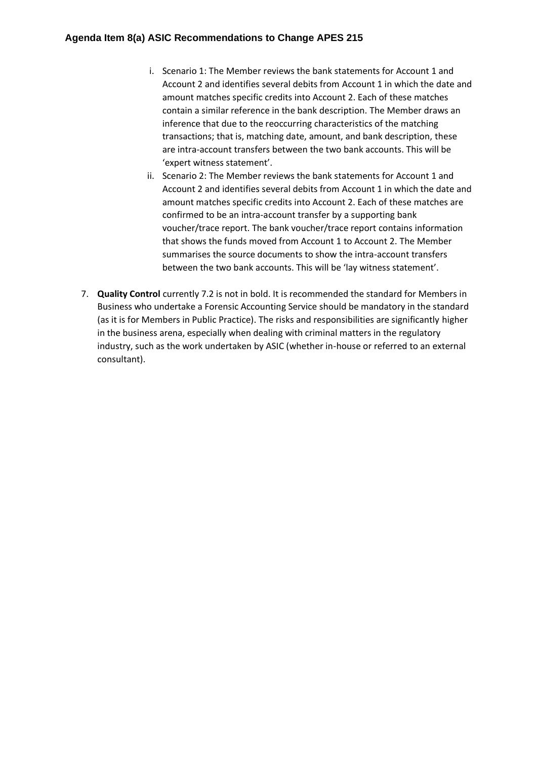i. Scenario 1: The Member reviews the bank statements for Account 1 and Account 2 and identifies several debits from Account 1 in which the date and amount matches specific credits into Account 2. Each of these matches contain a similar reference in the bank description. The Member draws an inference that due to the reoccurring characteristics of the matching transactions; that is, matching date, amount, and bank description, these are intra-account transfers between the two bank accounts. This will be 'expert witness statement'.

ii. Scenario 2: The Member reviews the bank statements for Account 1 and Account 2 and identifies several debits from Account 1 in which the date and amount matches specific credits into Account 2. Each of these matches are confirmed to be an intra-account transfer by a supporting bank voucher/trace report. The bank voucher/trace report contains information that shows the funds moved from Account 1 to Account 2. The Member summarises the source documents to show the intra-account transfers between the two bank accounts. This will be 'lay witness statement'.

7. **Quality Control** currently 7.2 is not in bold. It is recommended the standard for Members in Business who undertake a Forensic Accounting Service should be mandatory in the standard (as it is for Members in Public Practice). The risks and responsibilities are significantly higher in the business arena, especially when dealing with criminal matters in the regulatory industry, such as the work undertaken by ASIC (whether in-house or referred to an external consultant).